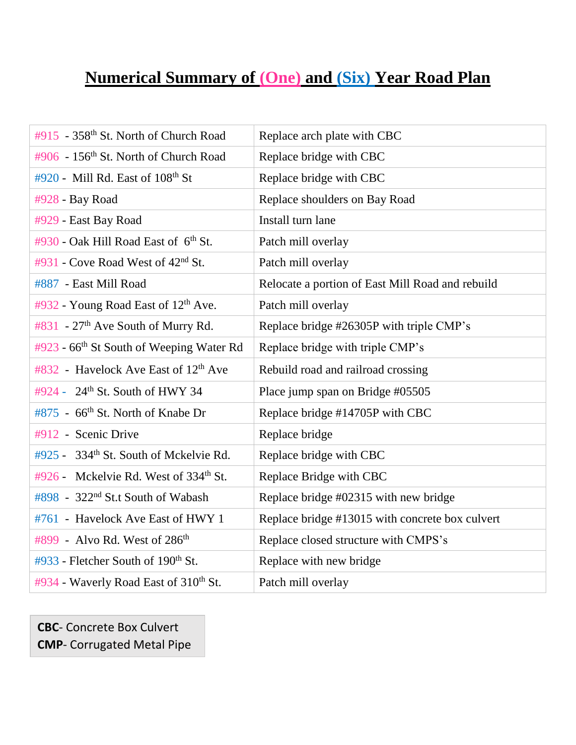# Numerical Summary of (One) and (Six) Year Road Plan

| | |
|---|---|
| #915 - 358th St. North of Church Road | Replace arch plate with CBC |
| #906 - 156th St. North of Church Road | Replace bridge with CBC |
| #920 - Mill Rd. East of 108th St | Replace bridge with CBC |
| #928 - Bay Road | Replace shoulders on Bay Road |
| #929 - East Bay Road | Install turn lane |
| #930 - Oak Hill Road East of 6th St. | Patch mill overlay |
| #931 - Cove Road West of 42nd St. | Patch mill overlay |
| #887 - East Mill Road | Relocate a portion of East Mill Road and rebuild |
| #932 - Young Road East of 12th Ave. | Patch mill overlay |
| #831 - 27th Ave South of Murry Rd. | Replace bridge #26305P with triple CMP's |
| #923 - 66th St South of Weeping Water Rd | Replace bridge with triple CMP's |
| #832 - Havelock Ave East of 12th Ave | Rebuild road and railroad crossing |
| #924 - 24th St. South of HWY 34 | Place jump span on Bridge #05505 |
| #875 - 66th St. North of Knabe Dr | Replace bridge #14705P with CBC |
| #912 - Scenic Drive | Replace bridge |
| #925 - 334th St. South of Mckelvie Rd. | Replace bridge with CBC |
| #926 - Mckelvie Rd. West of 334th St. | Replace Bridge with CBC |
| #898 - 322nd St.t South of Wabash | Replace bridge #02315 with new bridge |
| #761 - Havelock Ave East of HWY 1 | Replace bridge #13015 with concrete box culvert |
| #899 - Alvo Rd. West of 286th | Replace closed structure with CMPS's |
| #933 - Fletcher South of 190th St. | Replace with new bridge |
| #934 - Waverly Road East of 310th St. | Patch mill overlay |

**CBC**- Concrete Box Culvert
**CMP**- Corrugated Metal Pipe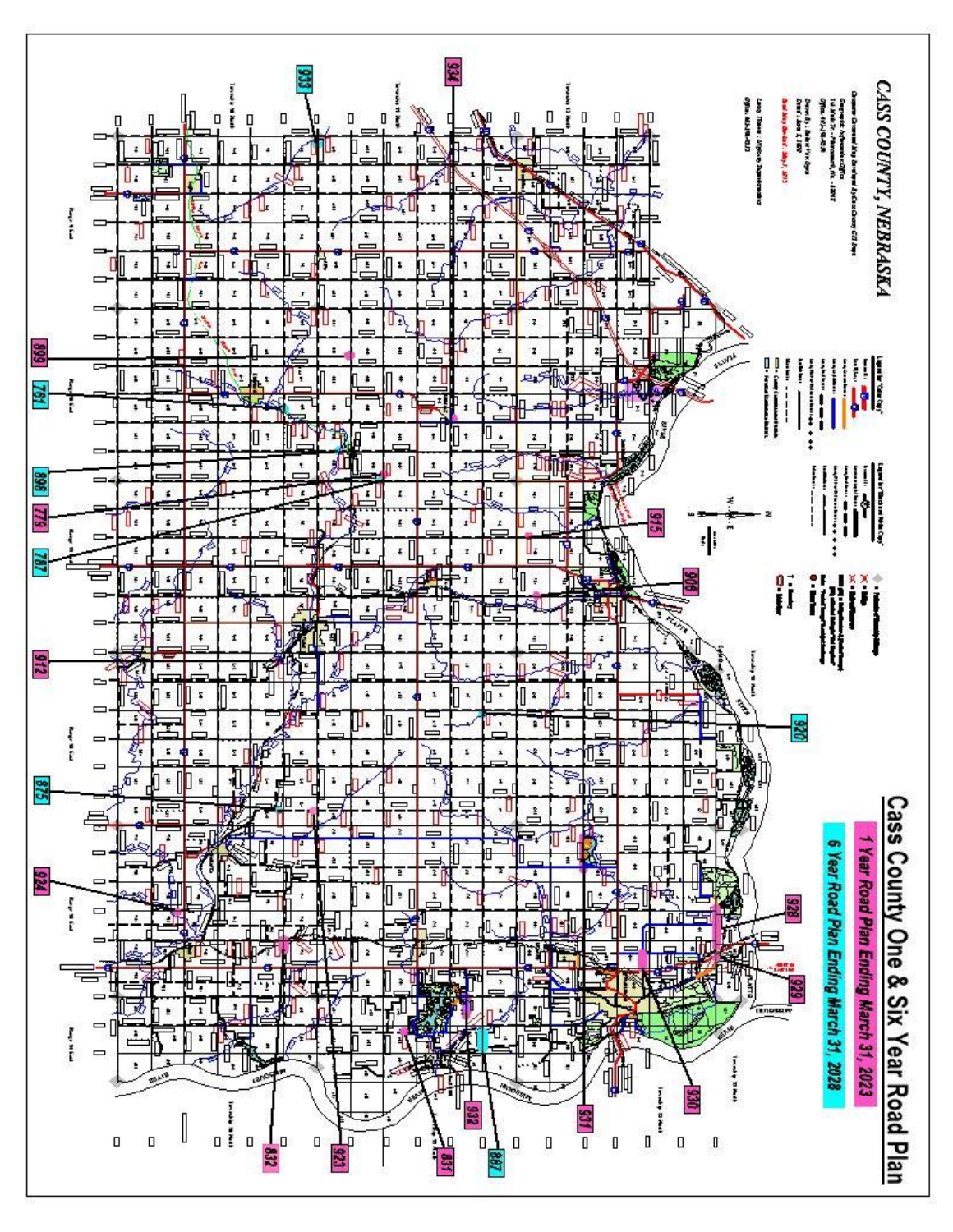# Cass County One & Six Year Road Plan

1 Year Road Plan Ending March 31, 2023

6 Year Road Plan Ending March 31, 2028

CASS COUNTY, NEBRASKA

934

933

899

761

898

779

787

915

906

912

920

875

924

928

929

930

931

932

867

831

923

832